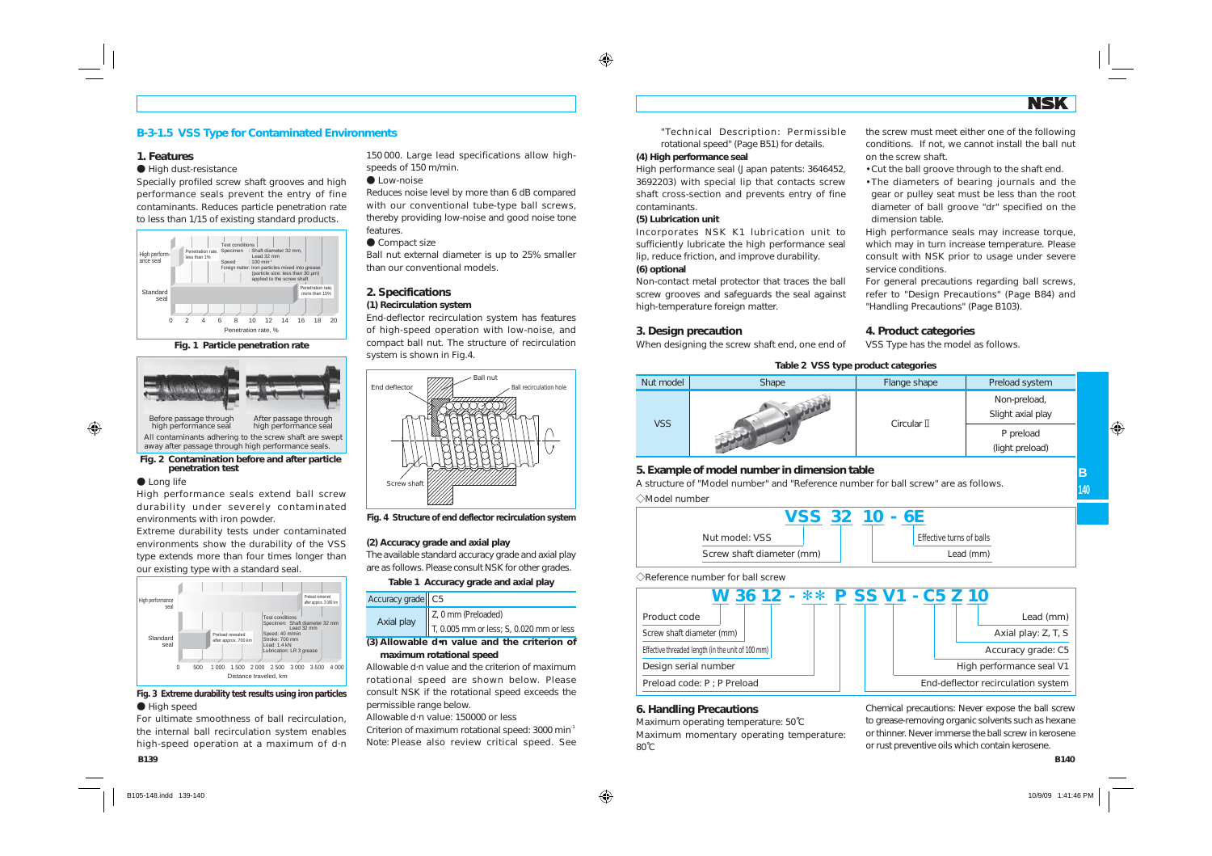## B-3-1.5 VSS Type for Contaminated Environments

### 1. Features

● High dust-resistance

Specially profiled screw shaft grooves and high performance seals prevent the entry of fine contaminants. Reduces particle penetration rate to less than 1/15 of existing standard products.

Fig. 1 Particle penetration rate

Fig. 2 Contamination before and after particle penetration test

● Long life

High performance seals extend ball screw durability under severely contaminated environments with iron powder.

Extreme durability tests under contaminated environments show the durability of the VSS type extends more than four times longer than our existing type with a standard seal.

Fig. 3 Extreme durability test results using iron particles

● High speed

For ultimate smoothness of ball recirculation, the internal ball recirculation system enables high-speed operation at a maximum of d·n 150 000. Large lead specifications allow high-speeds of 150 m/min.

● Low-noise

Reduces noise level by more than 6 dB compared with our conventional tube-type ball screws, thereby providing low-noise and good noise tone features.

● Compact size

Ball nut external diameter is up to 25% smaller than our conventional models.

### 2. Specifications

**(1) Recirculation system**

End-deflector recirculation system has features of high-speed operation with low-noise, and compact ball nut. The structure of recirculation system is shown in Fig.4.

Fig. 4 Structure of end deflector recirculation system

**(2) Accuracy grade and axial play**

The available standard accuracy grade and axial play are as follows. Please consult NSK for other grades.

**Table 1 Accuracy grade and axial play**

| Accuracy grade | C5 |
|---|---|
| Axial play | Z, 0 mm (Preloaded) |
| | T, 0.005 mm or less; S, 0.020 mm or less |

**(3) Allowable d·n value and the criterion of maximum rotational speed**

Allowable d·n value and the criterion of maximum rotational speed are shown below. Please consult NSK if the rotational speed exceeds the permissible range below.

Allowable d·n value: 150000 or less

Criterion of maximum rotational speed: 3000 $min^{-1}$

Note: Please also review critical speed. See "Technical Description: Permissible rotational speed" (Page B51) for details.

**(4) High performance seal**

High performance seal (Japan patents: 3646452, 3692203) with special lip that contacts screw shaft cross-section and prevents entry of fine contaminants.

**(5) Lubrication unit**

Incorporates NSK K1 lubrication unit to sufficiently lubricate the high performance seal lip, reduce friction, and improve durability.

**(6) optional**

Non-contact metal protector that traces the ball screw grooves and safeguards the seal against high-temperature foreign matter.

### 3. Design precaution

When designing the screw shaft end, one end of the screw must meet either one of the following conditions. If not, we cannot install the ball nut on the screw shaft.

- Cut the ball groove through to the shaft end.
- The diameters of bearing journals and the gear or pulley seat must be less than the root diameter of ball groove "dr" specified on the dimension table.

High performance seals may increase torque, which may in turn increase temperature. Please consult with NSK prior to usage under severe service conditions.

For general precautions regarding ball screws, refer to "Design Precautions" (Page B84) and "Handling Precautions" (Page B103).

### 4. Product categories

VSS Type has the model as follows.

**Table 2 VSS type product categories**

| Nut model | Shape | Flange shape | Preload system |
|---|---|---|---|
| VSS | | Circular Ⅱ | Non-preloaded, Slight axial play |
| | | | P preload (light preload) |

### 5. Example of model number in dimension table

A structure of "Model number" and "Reference number for ball screw" are as follows.

◇Model number

**VSS 32 10 - 6E**

- VSS: Nut model: VSS
- 32: Screw shaft diameter (mm)
- 10: Lead (mm)
- 6E: Effective turns of balls

◇Reference number for ball screw

**W 36 12 - ＊＊ P SS V1 - C5 Z 10**

- W: Product code
- 36: Screw shaft diameter (mm)
- 12: Effective threaded length (in the unit of 100 mm)
- ＊＊: Design serial number
- P: Preload code: P ; P Preload
- SS: End-deflector recirculation system
- V1: High performance seal V1
- C5: Accuracy grade: C5
- Z: Axial play: Z, T, S
- 10: Lead (mm)

### 6. Handling Precautions

Maximum operating temperature: 50℃

Maximum momentary operating temperature: 80℃

Chemical precautions: Never expose the ball screw to grease-removing organic solvents such as hexane or thinner. Never immerse the ball screw in kerosene or rust preventive oils which contain kerosene.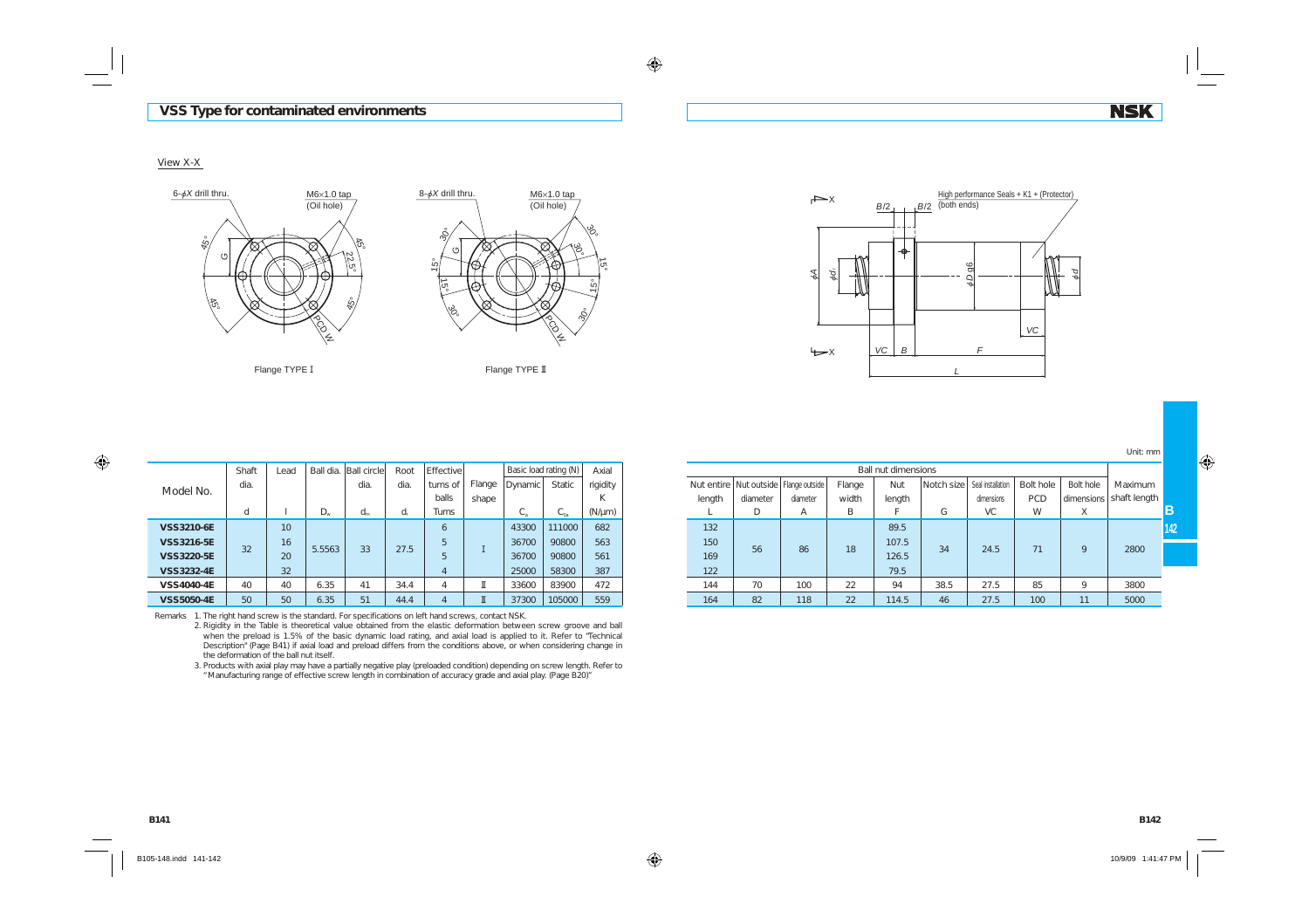# VSS Type for contaminated environments

View X-X

6-$\phi X$ drill thru.
M6×1.0 tap
(Oil hole)
45°
G
45°
22.5°
45°
45°
PCD W

Flange TYPE Ⅰ

8-$\phi X$ drill thru.
M6×1.0 tap
(Oil hole)
30°
G
15°
15°
30°
30°
30°
15°
15°
30°
PCD W

Flange TYPE Ⅱ

X
B/2
B/2
High performance Seals + K1 + (Protector)
(both ends)
$\phi A$
$\phi d_1$
$\phi D$ g6
$\phi d$
VC
X
VC
B
F
L

Unit: mm

| Model No. | Shaft dia. | Lead | Ball dia. | Ball circle dia. | Root dia. | Effective turns of balls | Flange shape | Basic load rating (N) | | Axial rigidity | Ball nut dimensions | | | | | | | | | | Maximum shaft length |
|---|---|---|---|---|---|---|---|---|---|---|---|---|---|---|---|---|---|---|---|---|---|
| | | | | | | | | Dynamic | Static | | Nut entire length | Nut outside diameter | Flange outside diameter | Flange width | Nut length | Notch size | Seal installation dimensions | Bolt hole PCD | Bolt hole dimensions | | |
| | d | l | $D_w$ | $d_m$ | $d_r$ | Turns | | $C_a$ | $C_{0a}$ | K (N/μm) | L | D | A | B | F | G | VC | W | X | | |
| **VSS3210-6E** | 32 | 10 | 5.5563 | 33 | 27.5 | 6 | Ⅰ | 43300 | 111000 | 682 | 132 | 56 | 86 | 18 | 89.5 | 34 | 24.5 | 71 | 9 | | 2800 |
| **VSS3216-5E** | | 16 | | | | 5 | | 36700 | 90800 | 563 | 150 | | | | 107.5 | | | | | | |
| **VSS3220-5E** | | 20 | | | | 5 | | 36700 | 90800 | 561 | 169 | | | | 126.5 | | | | | | |
| **VSS3232-4E** | | 32 | | | | 4 | | 25000 | 58300 | 387 | 122 | | | | 79.5 | | | | | | |
| **VSS4040-4E** | 40 | 40 | 6.35 | 41 | 34.4 | 4 | Ⅱ | 33600 | 83900 | 472 | 144 | 70 | 100 | 22 | 94 | 38.5 | 27.5 | 85 | 9 | | 3800 |
| **VSS5050-4E** | 50 | 50 | 6.35 | 51 | 44.4 | 4 | Ⅱ | 37300 | 105000 | 559 | 164 | 82 | 118 | 22 | 114.5 | 46 | 27.5 | 100 | 11 | | 5000 |

Remarks
1. The right hand screw is the standard. For specifications on left hand screws, contact NSK.
2. Rigidity in the Table is theoretical value obtained from the elastic deformation between screw groove and ball when the preload is 1.5% of the basic dynamic load rating, and axial load is applied to it. Refer to "Technical Description" (Page B41) if axial load and preload differs from the conditions above, or when considering change in the deformation of the ball nut itself.
3. Products with axial play may have a partially negative play (preloaded condition) depending on screw length. Refer to "Manufacturing range of effective screw length in combination of accuracy grade and axial play. (Page B20)"